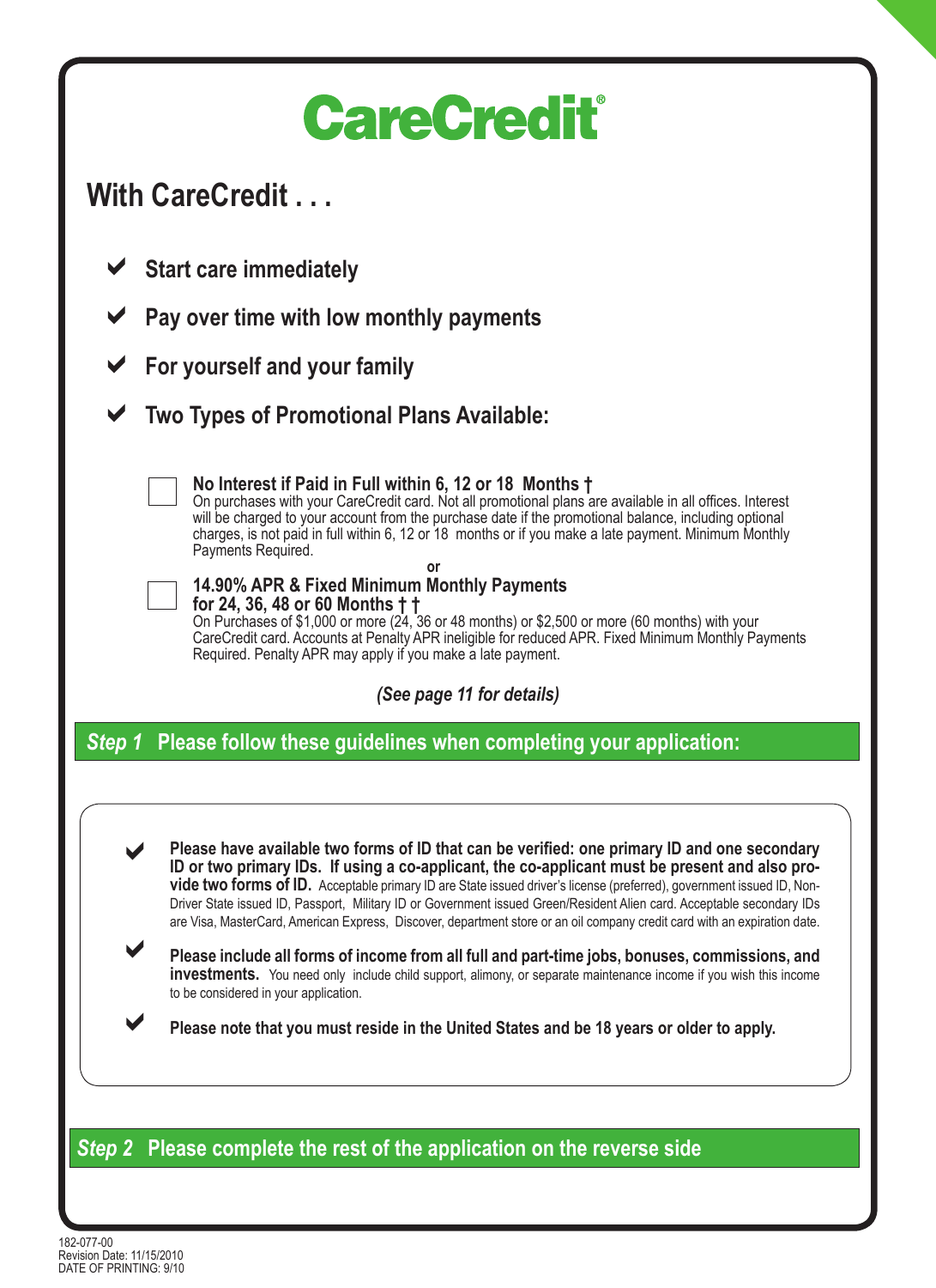# CareCredit®

## With CareCredit . . .

- ✔ **Start care immediately**
- ✔ **Pay over time with low monthly payments**
- ✔ **For yourself and your family**
- ✔ **Two Types of Promotional Plans Available:**

☐ **No Interest if Paid in Full within 6, 12 or 18 Months †**
On purchases with your CareCredit card. Not all promotional plans are available in all offices. Interest will be charged to your account from the purchase date if the promotional balance, including optional charges, is not paid in full within 6, 12 or 18 months or if you make a late payment. Minimum Monthly Payments Required.

or

☐ **14.90% APR & Fixed Minimum Monthly Payments for 24, 36, 48 or 60 Months † †**
On Purchases of $1,000 or more (24, 36 or 48 months) or $2,500 or more (60 months) with your CareCredit card. Accounts at Penalty APR ineligible for reduced APR. Fixed Minimum Monthly Payments Required. Penalty APR may apply if you make a late payment.

***(See page 11 for details)***

## *Step 1* Please follow these guidelines when completing your application:

- ✔ **Please have available two forms of ID that can be verified: one primary ID and one secondary ID or two primary IDs. If using a co-applicant, the co-applicant must be present and also provide two forms of ID.** Acceptable primary ID are State issued driver's license (preferred), government issued ID, Non-Driver State issued ID, Passport, Military ID or Government issued Green/Resident Alien card. Acceptable secondary IDs are Visa, MasterCard, American Express, Discover, department store or an oil company credit card with an expiration date.
- ✔ **Please include all forms of income from all full and part-time jobs, bonuses, commissions, and investments.** You need only include child support, alimony, or separate maintenance income if you wish this income to be considered in your application.
- ✔ **Please note that you must reside in the United States and be 18 years or older to apply.**

## *Step 2* Please complete the rest of the application on the reverse side

182-077-00
Revision Date: 11/15/2010
DATE OF PRINTING: 9/10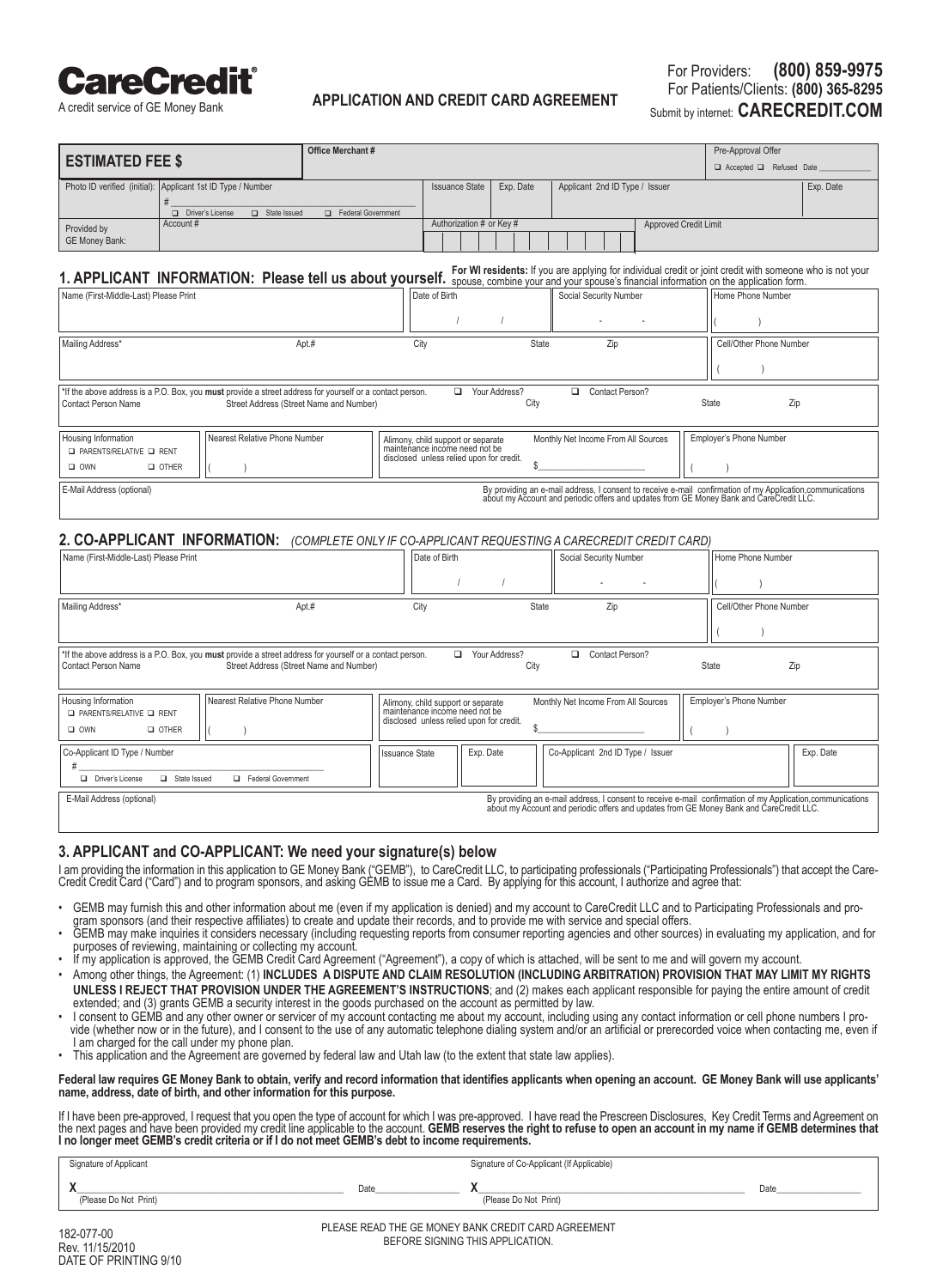**CareCredit®**
A credit service of GE Money Bank

**APPLICATION AND CREDIT CARD AGREEMENT**

For Providers: **(800) 859-9975**
For Patients/Clients: **(800) 365-8295**
Submit by internet: **CARECREDIT.COM**

| **ESTIMATED FEE $** | Office Merchant # | | | Pre-Approval Offer ☐ Accepted ☐ Refused Date ______ |
|---|---|---|---|---|
| Photo ID verified (initial): | Applicant 1st ID Type / Number # ______ ☐ Driver's License ☐ State Issued ☐ Federal Government | Issuance State / Exp. Date | Applicant 2nd ID Type / Issuer | Exp. Date |
| Provided by GE Money Bank: | Account # | Authorization # or Key # | Approved Credit Limit | |

## 1. APPLICANT INFORMATION: Please tell us about yourself.

**For WI residents:** If you are applying for individual credit or joint credit with someone who is not your spouse, combine your and your spouse's financial information on the application form.

| Name (First-Middle-Last) Please Print | Date of Birth / / | Social Security Number - - | Home Phone Number ( ) |
|---|---|---|---|
| Mailing Address* Apt.# | City State Zip | | Cell/Other Phone Number ( ) |

*If the above address is a P.O. Box, you **must** provide a street address for yourself or a contact person. ☐ Your Address? ☐ Contact Person?

| Contact Person Name | Street Address (Street Name and Number) | City | State | Zip |
|---|---|---|---|---|

| Housing Information ☐ PARENTS/RELATIVE ☐ RENT ☐ OWN ☐ OTHER | Nearest Relative Phone Number ( ) | Alimony, child support or separate maintenance income need not be disclosed unless relied upon for credit. | Monthly Net Income From All Sources $______ | Employer's Phone Number ( ) |
|---|---|---|---|---|

E-Mail Address (optional) — By providing an e-mail address, I consent to receive e-mail confirmation of my Application,communications about my Account and periodic offers and updates from GE Money Bank and CareCredit LLC.

## 2. CO-APPLICANT INFORMATION: *(COMPLETE ONLY IF CO-APPLICANT REQUESTING A CARECREDIT CREDIT CARD)*

| Name (First-Middle-Last) Please Print | Date of Birth / / | Social Security Number - - | Home Phone Number ( ) |
|---|---|---|---|
| Mailing Address* Apt.# | City State Zip | | Cell/Other Phone Number ( ) |

*If the above address is a P.O. Box, you **must** provide a street address for yourself or a contact person. ☐ Your Address? ☐ Contact Person?

| Contact Person Name | Street Address (Street Name and Number) | City | State | Zip |
|---|---|---|---|---|

| Housing Information ☐ PARENTS/RELATIVE ☐ RENT ☐ OWN ☐ OTHER | Nearest Relative Phone Number ( ) | Alimony, child support or separate maintenance income need not be disclosed unless relied upon for credit. | Monthly Net Income From All Sources $______ | Employer's Phone Number ( ) |
|---|---|---|---|---|

| Co-Applicant ID Type / Number # ______ ☐ Driver's License ☐ State Issued ☐ Federal Government | Issuance State | Exp. Date | Co-Applicant 2nd ID Type / Issuer | Exp. Date |
|---|---|---|---|---|

E-Mail Address (optional) — By providing an e-mail address, I consent to receive e-mail confirmation of my Application,communications about my Account and periodic offers and updates from GE Money Bank and CareCredit LLC.

## 3. APPLICANT and CO-APPLICANT: We need your signature(s) below

I am providing the information in this application to GE Money Bank ("GEMB"), to CareCredit LLC, to participating professionals ("Participating Professionals") that accept the Care-Credit Credit Card ("Card") and to program sponsors, and asking GEMB to issue me a Card. By applying for this account, I authorize and agree that:

- GEMB may furnish this and other information about me (even if my application is denied) and my account to CareCredit LLC and to Participating Professionals and program sponsors (and their respective affiliates) to create and update their records, and to provide me with service and special offers.
- GEMB may make inquiries it considers necessary (including requesting reports from consumer reporting agencies and other sources) in evaluating my application, and for purposes of reviewing, maintaining or collecting my account.
- If my application is approved, the GEMB Credit Card Agreement ("Agreement"), a copy of which is attached, will be sent to me and will govern my account.
- Among other things, the Agreement: (1) **INCLUDES A DISPUTE AND CLAIM RESOLUTION (INCLUDING ARBITRATION) PROVISION THAT MAY LIMIT MY RIGHTS UNLESS I REJECT THAT PROVISION UNDER THE AGREEMENT'S INSTRUCTIONS**; and (2) makes each applicant responsible for paying the entire amount of credit extended; and (3) grants GEMB a security interest in the goods purchased on the account as permitted by law.
- I consent to GEMB and any other owner or servicer of my account contacting me about my account, including using any contact information or cell phone numbers I provide (whether now or in the future), and I consent to the use of any automatic telephone dialing system and/or an artificial or prerecorded voice when contacting me, even if I am charged for the call under my phone plan.
- This application and the Agreement are governed by federal law and Utah law (to the extent that state law applies).

**Federal law requires GE Money Bank to obtain, verify and record information that identifies applicants when opening an account. GE Money Bank will use applicants' name, address, date of birth, and other information for this purpose.**

If I have been pre-approved, I request that you open the type of account for which I was pre-approved. I have read the Prescreen Disclosures, Key Credit Terms and Agreement on the next pages and have been provided my credit line applicable to the account. **GEMB reserves the right to refuse to open an account in my name if GEMB determines that I no longer meet GEMB's credit criteria or if I do not meet GEMB's debt to income requirements.**

| Signature of Applicant | | Signature of Co-Applicant (If Applicable) | |
|---|---|---|---|
| X______ (Please Do Not Print) | Date______ | X______ (Please Do Not Print) | Date______ |

182-077-00
Rev. 11/15/2010
DATE OF PRINTING 9/10

PLEASE READ THE GE MONEY BANK CREDIT CARD AGREEMENT BEFORE SIGNING THIS APPLICATION.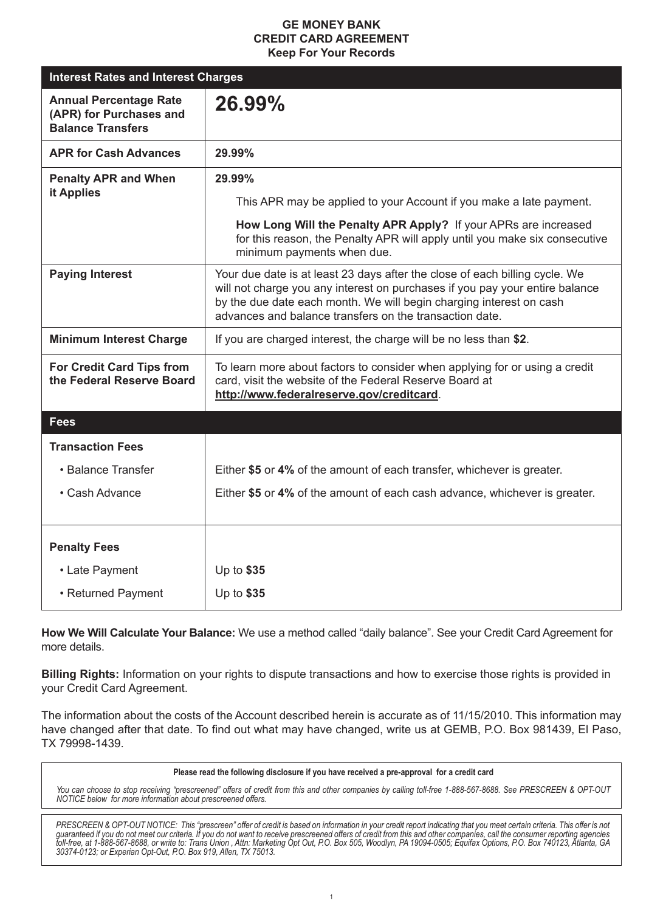# GE MONEY BANK
## CREDIT CARD AGREEMENT
**Keep For Your Records**

| **Interest Rates and Interest Charges** | |
|---|---|
| **Annual Percentage Rate (APR) for Purchases and Balance Transfers** | **26.99%** |
| **APR for Cash Advances** | **29.99%** |
| **Penalty APR and When it Applies** | **29.99%** <br> This APR may be applied to your Account if you make a late payment. <br> **How Long Will the Penalty APR Apply?** If your APRs are increased for this reason, the Penalty APR will apply until you make six consecutive minimum payments when due. |
| **Paying Interest** | Your due date is at least 23 days after the close of each billing cycle. We will not charge you any interest on purchases if you pay your entire balance by the due date each month. We will begin charging interest on cash advances and balance transfers on the transaction date. |
| **Minimum Interest Charge** | If you are charged interest, the charge will be no less than **$2**. |
| **For Credit Card Tips from the Federal Reserve Board** | To learn more about factors to consider when applying for or using a credit card, visit the website of the Federal Reserve Board at **http://www.federalreserve.gov/creditcard**. |
| **Fees** | |
| **Transaction Fees** | |
| • Balance Transfer | Either **$5** or **4%** of the amount of each transfer, whichever is greater. |
| • Cash Advance | Either **$5** or **4%** of the amount of each cash advance, whichever is greater. |
| **Penalty Fees** | |
| • Late Payment | Up to **$35** |
| • Returned Payment | Up to **$35** |

**How We Will Calculate Your Balance:** We use a method called "daily balance". See your Credit Card Agreement for more details.

**Billing Rights:** Information on your rights to dispute transactions and how to exercise those rights is provided in your Credit Card Agreement.

The information about the costs of the Account described herein is accurate as of 11/15/2010. This information may have changed after that date. To find out what may have changed, write us at GEMB, P.O. Box 981439, El Paso, TX 79998-1439.

**Please read the following disclosure if you have received a pre-approval for a credit card**

*You can choose to stop receiving "prescreened" offers of credit from this and other companies by calling toll-free 1-888-567-8688. See PRESCREEN & OPT-OUT NOTICE below for more information about prescreened offers.*

*PRESCREEN & OPT-OUT NOTICE: This "prescreen" offer of credit is based on information in your credit report indicating that you meet certain criteria. This offer is not guaranteed if you do not meet our criteria. If you do not want to receive prescreened offers of credit from this and other companies, call the consumer reporting agencies toll-free, at 1-888-567-8688, or write to: Trans Union , Attn: Marketing Opt Out, P.O. Box 505, Woodlyn, PA 19094-0505; Equifax Options, P.O. Box 740123, Atlanta, GA 30374-0123; or Experian Opt-Out, P.O. Box 919, Allen, TX 75013.*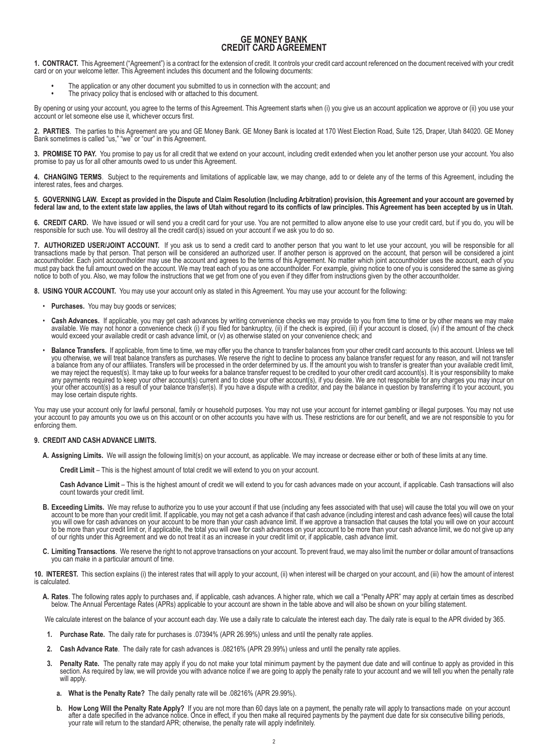# GE MONEY BANK
# CREDIT CARD AGREEMENT

**1. CONTRACT.** This Agreement ("Agreement") is a contract for the extension of credit. It controls your credit card account referenced on the document received with your credit card or on your welcome letter. This Agreement includes this document and the following documents:

- The application or any other document you submitted to us in connection with the account; and
- The privacy policy that is enclosed with or attached to this document.

By opening or using your account, you agree to the terms of this Agreement. This Agreement starts when (i) you give us an account application we approve or (ii) you use your account or let someone else use it, whichever occurs first.

**2. PARTIES**. The parties to this Agreement are you and GE Money Bank. GE Money Bank is located at 170 West Election Road, Suite 125, Draper, Utah 84020. GE Money Bank sometimes is called "us," "we" or "our" in this Agreement.

**3. PROMISE TO PAY.** You promise to pay us for all credit that we extend on your account, including credit extended when you let another person use your account. You also promise to pay us for all other amounts owed to us under this Agreement.

**4. CHANGING TERMS**. Subject to the requirements and limitations of applicable law, we may change, add to or delete any of the terms of this Agreement, including the interest rates, fees and charges.

**5. GOVERNING LAW. Except as provided in the Dispute and Claim Resolution (Including Arbitration) provision, this Agreement and your account are governed by federal law and, to the extent state law applies, the laws of Utah without regard to its conflicts of law principles. This Agreement has been accepted by us in Utah.**

**6. CREDIT CARD.** We have issued or will send you a credit card for your use. You are not permitted to allow anyone else to use your credit card, but if you do, you will be responsible for such use. You will destroy all the credit card(s) issued on your account if we ask you to do so.

**7. AUTHORIZED USER/JOINT ACCOUNT.** If you ask us to send a credit card to another person that you want to let use your account, you will be responsible for all transactions made by that person. That person will be considered an authorized user. If another person is approved on the account, that person will be considered a joint accountholder. Each joint accountholder may use the account and agrees to the terms of this Agreement. No matter which joint accountholder uses the account, each of you must pay back the full amount owed on the account. We may treat each of you as one accountholder. For example, giving notice to one of you is considered the same as giving notice to both of you. Also, we may follow the instructions that we get from one of you even if they differ from instructions given by the other accountholder.

**8. USING YOUR ACCOUNT.** You may use your account only as stated in this Agreement. You may use your account for the following:

- **Purchases.** You may buy goods or services;
- **Cash Advances.** If applicable, you may get cash advances by writing convenience checks we may provide to you from time to time or by other means we may make available. We may not honor a convenience check (i) if you filed for bankruptcy, (ii) if the check is expired, (iii) if your account is closed, (iv) if the amount of the check would exceed your available credit or cash advance limit, or (v) as otherwise stated on your convenience check; and
- **Balance Transfers.** If applicable, from time to time, we may offer you the chance to transfer balances from your other credit card accounts to this account. Unless we tell you otherwise, we will treat balance transfers as purchases. We reserve the right to decline to process any balance transfer request for any reason, and will not transfer a balance from any of our affiliates. Transfers will be processed in the order determined by us. If the amount you wish to transfer is greater than your available credit limit, we may reject the request(s). It may take up to four weeks for a balance transfer request to be credited to your other credit card account(s). It is your responsibility to make any payments required to keep your other account(s) current and to close your other account(s), if you desire. We are not responsible for any charges you may incur on your other account(s) as a result of your balance transfer(s). If you have a dispute with a creditor, and pay the balance in question by transferring it to your account, you may lose certain dispute rights.

You may use your account only for lawful personal, family or household purposes. You may not use your account for internet gambling or illegal purposes. You may not use your account to pay amounts you owe us on this account or on other accounts you have with us. These restrictions are for our benefit, and we are not responsible to you for enforcing them.

**9. CREDIT AND CASH ADVANCE LIMITS.**

**A. Assigning Limits.** We will assign the following limit(s) on your account, as applicable. We may increase or decrease either or both of these limits at any time.

**Credit Limit** – This is the highest amount of total credit we will extend to you on your account.

**Cash Advance Limit** – This is the highest amount of credit we will extend to you for cash advances made on your account, if applicable. Cash transactions will also count towards your credit limit.

**B. Exceeding Limits.** We may refuse to authorize you to use your account if that use (including any fees associated with that use) will cause the total you will owe on your account to be more than your credit limit. If applicable, you may not get a cash advance if that cash advance (including interest and cash advance fees) will cause the total you will owe for cash advances on your account to be more than your cash advance limit. If we approve a transaction that causes the total you will owe on your account to be more than your credit limit or, if applicable, the total you will owe for cash advances on your account to be more than your cash advance limit, we do not give up any of our rights under this Agreement and we do not treat it as an increase in your credit limit or, if applicable, cash advance limit.

**C. Limiting Transactions**. We reserve the right to not approve transactions on your account. To prevent fraud, we may also limit the number or dollar amount of transactions you can make in a particular amount of time.

**10. INTEREST.** This section explains (i) the interest rates that will apply to your account, (ii) when interest will be charged on your account, and (iii) how the amount of interest is calculated.

**A. Rates**. The following rates apply to purchases and, if applicable, cash advances. A higher rate, which we call a "Penalty APR" may apply at certain times as described below. The Annual Percentage Rates (APRs) applicable to your account are shown in the table above and will also be shown on your billing statement.

We calculate interest on the balance of your account each day. We use a daily rate to calculate the interest each day. The daily rate is equal to the APR divided by 365.

1. **Purchase Rate.** The daily rate for purchases is .07394% (APR 26.99%) unless and until the penalty rate applies.
2. **Cash Advance Rate**. The daily rate for cash advances is .08216% (APR 29.99%) unless and until the penalty rate applies.
3. **Penalty Rate.** The penalty rate may apply if you do not make your total minimum payment by the payment due date and will continue to apply as provided in this section. As required by law, we will provide you with advance notice if we are going to apply the penalty rate to your account and we will tell you when the penalty rate will apply.

   a. **What is the Penalty Rate?** The daily penalty rate will be .08216% (APR 29.99%).

   b. **How Long Will the Penalty Rate Apply?** If you are not more than 60 days late on a payment, the penalty rate will apply to transactions made on your account after a date specified in the advance notice. Once in effect, if you then make all required payments by the payment due date for six consecutive billing periods, your rate will return to the standard APR; otherwise, the penalty rate will apply indefinitely.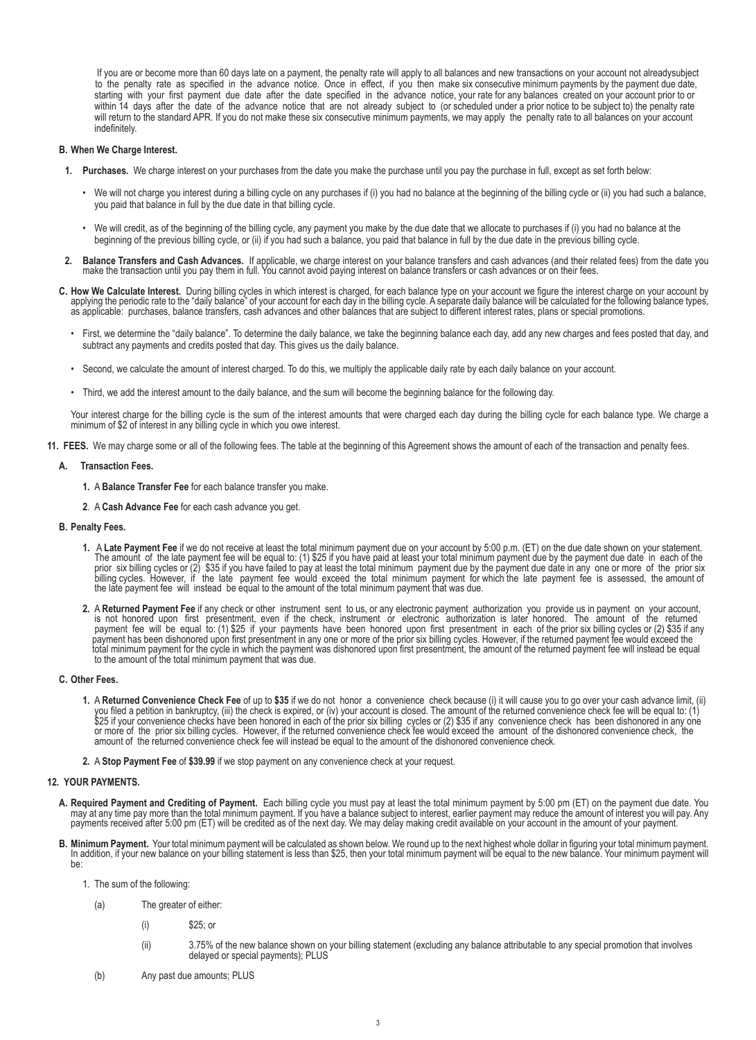If you are or become more than 60 days late on a payment, the penalty rate will apply to all balances and new transactions on your account not alreadysubject to the penalty rate as specified in the advance notice. Once in effect, if you then make six consecutive minimum payments by the payment due date, starting with your first payment due date after the date specified in the advance notice, your rate for any balances created on your account prior to or within 14 days after the date of the advance notice that are not already subject to (or scheduled under a prior notice to be subject to) the penalty rate will return to the standard APR. If you do not make these six consecutive minimum payments, we may apply the penalty rate to all balances on your account indefinitely.

**B. When We Charge Interest.**

1. **Purchases.** We charge interest on your purchases from the date you make the purchase until you pay the purchase in full, except as set forth below:
   - We will not charge you interest during a billing cycle on any purchases if (i) you had no balance at the beginning of the billing cycle or (ii) you had such a balance, you paid that balance in full by the due date in that billing cycle.
   - We will credit, as of the beginning of the billing cycle, any payment you make by the due date that we allocate to purchases if (i) you had no balance at the beginning of the previous billing cycle, or (ii) if you had such a balance, you paid that balance in full by the due date in the previous billing cycle.
2. **Balance Transfers and Cash Advances.** If applicable, we charge interest on your balance transfers and cash advances (and their related fees) from the date you make the transaction until you pay them in full. You cannot avoid paying interest on balance transfers or cash advances or on their fees.

**C. How We Calculate Interest.** During billing cycles in which interest is charged, for each balance type on your account we figure the interest charge on your account by applying the periodic rate to the "daily balance" of your account for each day in the billing cycle. A separate daily balance will be calculated for the following balance types, as applicable: purchases, balance transfers, cash advances and other balances that are subject to different interest rates, plans or special promotions.

- First, we determine the "daily balance". To determine the daily balance, we take the beginning balance each day, add any new charges and fees posted that day, and subtract any payments and credits posted that day. This gives us the daily balance.
- Second, we calculate the amount of interest charged. To do this, we multiply the applicable daily rate by each daily balance on your account.
- Third, we add the interest amount to the daily balance, and the sum will become the beginning balance for the following day.

Your interest charge for the billing cycle is the sum of the interest amounts that were charged each day during the billing cycle for each balance type. We charge a minimum of $2 of interest in any billing cycle in which you owe interest.

**11. FEES.** We may charge some or all of the following fees. The table at the beginning of this Agreement shows the amount of each of the transaction and penalty fees.

**A. Transaction Fees.**

1. A **Balance Transfer Fee** for each balance transfer you make.
2. A **Cash Advance Fee** for each cash advance you get.

**B. Penalty Fees.**

1. A **Late Payment Fee** if we do not receive at least the total minimum payment due on your account by 5:00 p.m. (ET) on the due date shown on your statement. The amount of the late payment fee will be equal to: (1) $25 if you have paid at least your total minimum payment due by the payment due date in each of the prior six billing cycles or (2) $35 if you have failed to pay at least the total minimum payment due by the payment due date in any one or more of the prior six billing cycles. However, if the late payment fee would exceed the total minimum payment for which the late payment fee is assessed, the amount of the late payment fee will instead be equal to the amount of the total minimum payment that was due.
2. A **Returned Payment Fee** if any check or other instrument sent to us, or any electronic payment authorization you provide us in payment on your account, is not honored upon first presentment, even if the check, instrument or electronic authorization is later honored. The amount of the returned payment fee will be equal to: (1) $25 if your payments have been honored upon first presentment in each of the prior six billing cycles or (2) $35 if any payment has been dishonored upon first presentment in any one or more of the prior six billing cycles. However, if the returned payment fee would exceed the total minimum payment for the cycle in which the payment was dishonored upon first presentment, the amount of the returned payment fee will instead be equal to the amount of the total minimum payment that was due.

**C. Other Fees.**

1. A **Returned Convenience Check Fee** of up to **$35** if we do not honor a convenience check because (i) it will cause you to go over your cash advance limit, (ii) you filed a petition in bankruptcy, (iii) the check is expired, or (iv) your account is closed. The amount of the returned convenience check fee will be equal to: (1) $25 if your convenience checks have been honored in each of the prior six billing cycles or (2) $35 if any convenience check has been dishonored in any one or more of the prior six billing cycles. However, if the returned convenience check fee would exceed the amount of the dishonored convenience check, the amount of the returned convenience check fee will instead be equal to the amount of the dishonored convenience check.
2. A **Stop Payment Fee** of **$39.99** if we stop payment on any convenience check at your request.

**12. YOUR PAYMENTS.**

**A. Required Payment and Crediting of Payment.** Each billing cycle you must pay at least the total minimum payment by 5:00 pm (ET) on the payment due date. You may at any time pay more than the total minimum payment. If you have a balance subject to interest, earlier payment may reduce the amount of interest you will pay. Any payments received after 5:00 pm (ET) will be credited as of the next day. We may delay making credit available on your account in the amount of your payment.

**B. Minimum Payment.** Your total minimum payment will be calculated as shown below. We round up to the next highest whole dollar in figuring your total minimum payment. In addition, if your new balance on your billing statement is less than $25, then your total minimum payment will be equal to the new balance. Your minimum payment will be:

1. The sum of the following:
   - (a) The greater of either:
     - (i) $25; or
     - (ii) 3.75% of the new balance shown on your billing statement (excluding any balance attributable to any special promotion that involves delayed or special payments); PLUS
   - (b) Any past due amounts; PLUS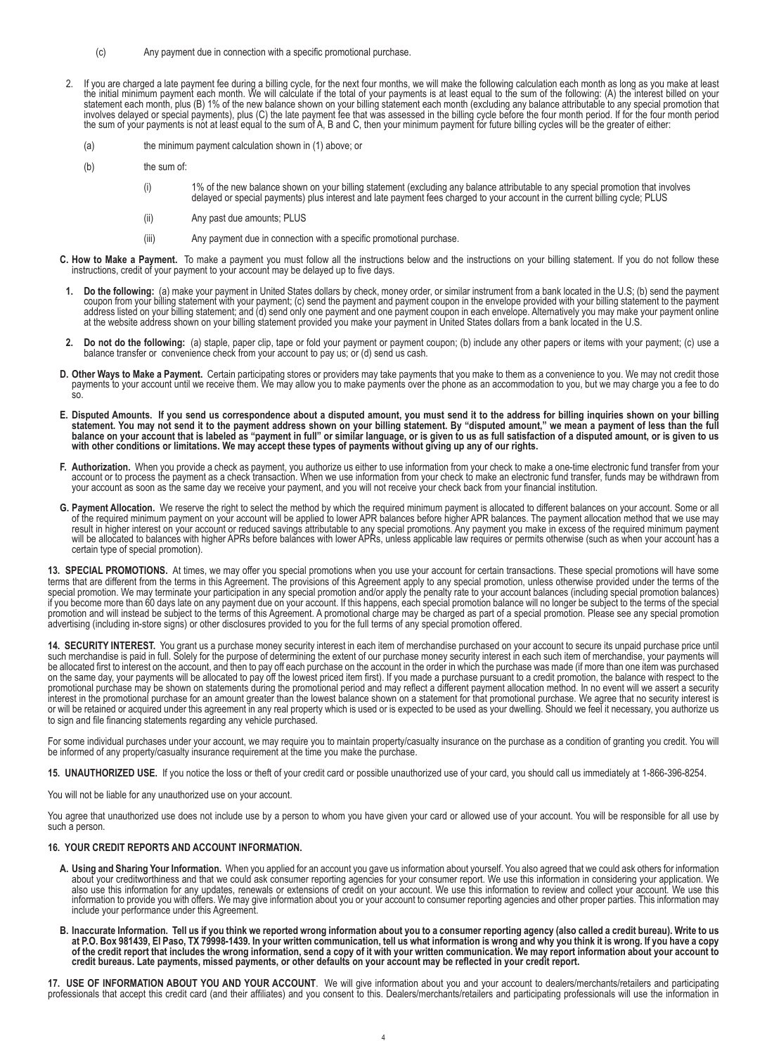(c) Any payment due in connection with a specific promotional purchase.

2. If you are charged a late payment fee during a billing cycle, for the next four months, we will make the following calculation each month as long as you make at least the initial minimum payment each month. We will calculate if the total of your payments is at least equal to the sum of the following: (A) the interest billed on your statement each month, plus (B) 1% of the new balance shown on your billing statement each month (excluding any balance attributable to any special promotion that involves delayed or special payments), plus (C) the late payment fee that was assessed in the billing cycle before the four month period. If for the four month period the sum of your payments is not at least equal to the sum of A, B and C, then your minimum payment for future billing cycles will be the greater of either:

(a) the minimum payment calculation shown in (1) above; or

(b) the sum of:

(i) 1% of the new balance shown on your billing statement (excluding any balance attributable to any special promotion that involves delayed or special payments) plus interest and late payment fees charged to your account in the current billing cycle; PLUS

(ii) Any past due amounts; PLUS

(iii) Any payment due in connection with a specific promotional purchase.

**C. How to Make a Payment.** To make a payment you must follow all the instructions below and the instructions on your billing statement. If you do not follow these instructions, credit of your payment to your account may be delayed up to five days.

**1. Do the following:** (a) make your payment in United States dollars by check, money order, or similar instrument from a bank located in the U.S; (b) send the payment coupon from your billing statement with your payment; (c) send the payment and payment coupon in the envelope provided with your billing statement to the payment address listed on your billing statement; and (d) send only one payment and one payment coupon in each envelope. Alternatively you may make your payment online at the website address shown on your billing statement provided you make your payment in United States dollars from a bank located in the U.S.

**2. Do not do the following:** (a) staple, paper clip, tape or fold your payment or payment coupon; (b) include any other papers or items with your payment; (c) use a balance transfer or convenience check from your account to pay us; or (d) send us cash.

**D. Other Ways to Make a Payment.** Certain participating stores or providers may take payments that you make to them as a convenience to you. We may not credit those payments to your account until we receive them. We may allow you to make payments over the phone as an accommodation to you, but we may charge you a fee to do so.

**E. Disputed Amounts. If you send us correspondence about a disputed amount, you must send it to the address for billing inquiries shown on your billing statement. You may not send it to the payment address shown on your billing statement. By "disputed amount," we mean a payment of less than the full balance on your account that is labeled as "payment in full" or similar language, or is given to us as full satisfaction of a disputed amount, or is given to us with other conditions or limitations. We may accept these types of payments without giving up any of our rights.**

**F. Authorization.** When you provide a check as payment, you authorize us either to use information from your check to make a one-time electronic fund transfer from your account or to process the payment as a check transaction. When we use information from your check to make an electronic fund transfer, funds may be withdrawn from your account as soon as the same day we receive your payment, and you will not receive your check back from your financial institution.

**G. Payment Allocation.** We reserve the right to select the method by which the required minimum payment is allocated to different balances on your account. Some or all of the required minimum payment on your account will be applied to lower APR balances before higher APR balances. The payment allocation method that we use may result in higher interest on your account or reduced savings attributable to any special promotions. Any payment you make in excess of the required minimum payment will be allocated to balances with higher APRs before balances with lower APRs, unless applicable law requires or permits otherwise (such as when your account has a certain type of special promotion).

**13. SPECIAL PROMOTIONS.** At times, we may offer you special promotions when you use your account for certain transactions. These special promotions will have some terms that are different from the terms in this Agreement. The provisions of this Agreement apply to any special promotion, unless otherwise provided under the terms of the special promotion. We may terminate your participation in any special promotion and/or apply the penalty rate to your account balances (including special promotion balances) if you become more than 60 days late on any payment due on your account. If this happens, each special promotion balance will no longer be subject to the terms of the special promotion and will instead be subject to the terms of this Agreement. A promotional charge may be charged as part of a special promotion. Please see any special promotion advertising (including in-store signs) or other disclosures provided to you for the full terms of any special promotion offered.

**14. SECURITY INTEREST.** You grant us a purchase money security interest in each item of merchandise purchased on your account to secure its unpaid purchase price until such merchandise is paid in full. Solely for the purpose of determining the extent of our purchase money security interest in each such item of merchandise, your payments will be allocated first to interest on the account, and then to pay off each purchase on the account in the order in which the purchase was made (if more than one item was purchased on the same day, your payments will be allocated to pay off the lowest priced item first). If you made a purchase pursuant to a credit promotion, the balance with respect to the promotional purchase may be shown on statements during the promotional period and may reflect a different payment allocation method. In no event will we assert a security interest in the promotional purchase for an amount greater than the lowest balance shown on a statement for that promotional purchase. We agree that no security interest is or will be retained or acquired under this agreement in any real property which is used or is expected to be used as your dwelling. Should we feel it necessary, you authorize us to sign and file financing statements regarding any vehicle purchased.

For some individual purchases under your account, we may require you to maintain property/casualty insurance on the purchase as a condition of granting you credit. You will be informed of any property/casualty insurance requirement at the time you make the purchase.

**15. UNAUTHORIZED USE.** If you notice the loss or theft of your credit card or possible unauthorized use of your card, you should call us immediately at 1-866-396-8254.

You will not be liable for any unauthorized use on your account.

You agree that unauthorized use does not include use by a person to whom you have given your card or allowed use of your account. You will be responsible for all use by such a person.

**16. YOUR CREDIT REPORTS AND ACCOUNT INFORMATION.**

**A. Using and Sharing Your Information.** When you applied for an account you gave us information about yourself. You also agreed that we could ask others for information about your creditworthiness and that we could ask consumer reporting agencies for your consumer report. We use this information in considering your application. We also use this information for any updates, renewals or extensions of credit on your account. We use this information to review and collect your account. We use this information to provide you with offers. We may give information about you or your account to consumer reporting agencies and other proper parties. This information may include your performance under this Agreement.

**B. Inaccurate Information. Tell us if you think we reported wrong information about you to a consumer reporting agency (also called a credit bureau). Write to us at P.O. Box 981439, El Paso, TX 79998-1439. In your written communication, tell us what information is wrong and why you think it is wrong. If you have a copy of the credit report that includes the wrong information, send a copy of it with your written communication. We may report information about your account to credit bureaus. Late payments, missed payments, or other defaults on your account may be reflected in your credit report.**

**17. USE OF INFORMATION ABOUT YOU AND YOUR ACCOUNT**. We will give information about you and your account to dealers/merchants/retailers and participating professionals that accept this credit card (and their affiliates) and you consent to this. Dealers/merchants/retailers and participating professionals will use the information in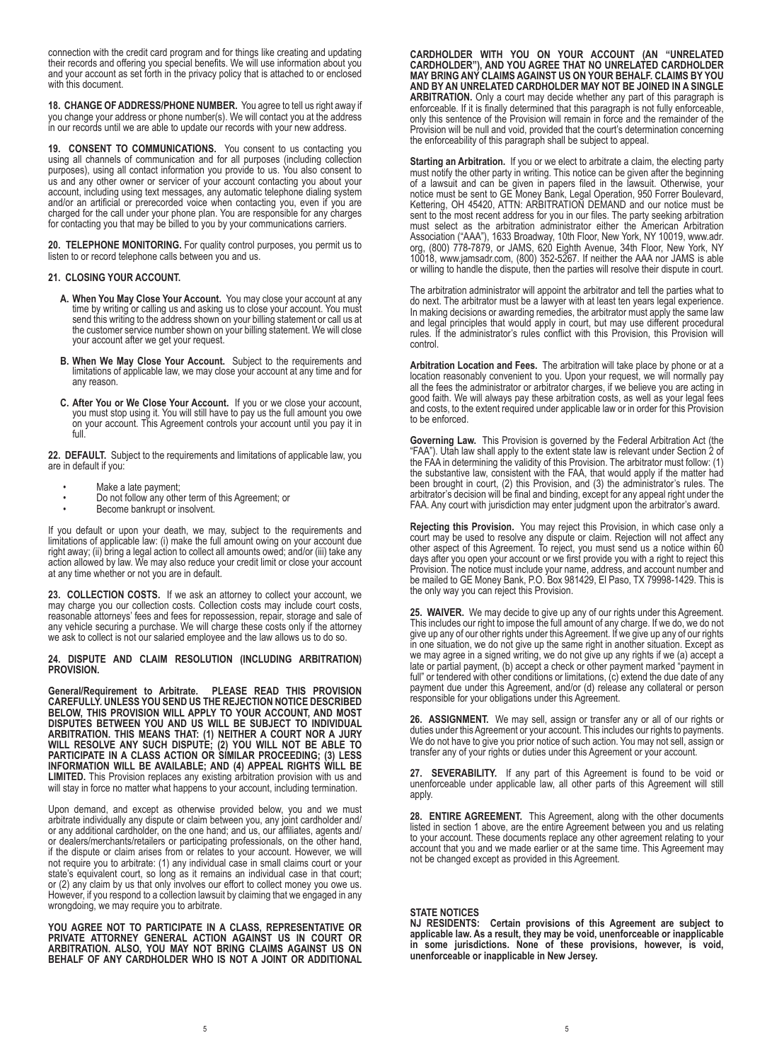connection with the credit card program and for things like creating and updating their records and offering you special benefits. We will use information about you and your account as set forth in the privacy policy that is attached to or enclosed with this document.

**18. CHANGE OF ADDRESS/PHONE NUMBER.** You agree to tell us right away if you change your address or phone number(s). We will contact you at the address in our records until we are able to update our records with your new address.

**19. CONSENT TO COMMUNICATIONS.** You consent to us contacting you using all channels of communication and for all purposes (including collection purposes), using all contact information you provide to us. You also consent to us and any other owner or servicer of your account contacting you about your account, including using text messages, any automatic telephone dialing system and/or an artificial or prerecorded voice when contacting you, even if you are charged for the call under your phone plan. You are responsible for any charges for contacting you that may be billed to you by your communications carriers.

**20. TELEPHONE MONITORING.** For quality control purposes, you permit us to listen to or record telephone calls between you and us.

**21. CLOSING YOUR ACCOUNT.**

**A. When You May Close Your Account.** You may close your account at any time by writing or calling us and asking us to close your account. You must send this writing to the address shown on your billing statement or call us at the customer service number shown on your billing statement. We will close your account after we get your request.

**B. When We May Close Your Account.** Subject to the requirements and limitations of applicable law, we may close your account at any time and for any reason.

**C. After You or We Close Your Account.** If you or we close your account, you must stop using it. You will still have to pay us the full amount you owe on your account. This Agreement controls your account until you pay it in full.

**22. DEFAULT.** Subject to the requirements and limitations of applicable law, you are in default if you:

- Make a late payment;
- Do not follow any other term of this Agreement; or
- Become bankrupt or insolvent.

If you default or upon your death, we may, subject to the requirements and limitations of applicable law: (i) make the full amount owing on your account due right away; (ii) bring a legal action to collect all amounts owed; and/or (iii) take any action allowed by law. We may also reduce your credit limit or close your account at any time whether or not you are in default.

**23. COLLECTION COSTS.** If we ask an attorney to collect your account, we may charge you our collection costs. Collection costs may include court costs, reasonable attorneys' fees and fees for repossession, repair, storage and sale of any vehicle securing a purchase. We will charge these costs only if the attorney we ask to collect is not our salaried employee and the law allows us to do so.

**24. DISPUTE AND CLAIM RESOLUTION (INCLUDING ARBITRATION) PROVISION.**

**General/Requirement to Arbitrate. PLEASE READ THIS PROVISION CAREFULLY. UNLESS YOU SEND US THE REJECTION NOTICE DESCRIBED BELOW, THIS PROVISION WILL APPLY TO YOUR ACCOUNT, AND MOST DISPUTES BETWEEN YOU AND US WILL BE SUBJECT TO INDIVIDUAL ARBITRATION. THIS MEANS THAT: (1) NEITHER A COURT NOR A JURY WILL RESOLVE ANY SUCH DISPUTE; (2) YOU WILL NOT BE ABLE TO PARTICIPATE IN A CLASS ACTION OR SIMILAR PROCEEDING; (3) LESS INFORMATION WILL BE AVAILABLE; AND (4) APPEAL RIGHTS WILL BE LIMITED.** This Provision replaces any existing arbitration provision with us and will stay in force no matter what happens to your account, including termination.

Upon demand, and except as otherwise provided below, you and we must arbitrate individually any dispute or claim between you, any joint cardholder and/or any additional cardholder, on the one hand; and us, our affiliates, agents and/or dealers/merchants/retailers or participating professionals, on the other hand, if the dispute or claim arises from or relates to your account. However, we will not require you to arbitrate: (1) any individual case in small claims court or your state's equivalent court, so long as it remains an individual case in that court; or (2) any claim by us that only involves our effort to collect money you owe us. However, if you respond to a collection lawsuit by claiming that we engaged in any wrongdoing, we may require you to arbitrate.

**YOU AGREE NOT TO PARTICIPATE IN A CLASS, REPRESENTATIVE OR PRIVATE ATTORNEY GENERAL ACTION AGAINST US IN COURT OR ARBITRATION. ALSO, YOU MAY NOT BRING CLAIMS AGAINST US ON BEHALF OF ANY CARDHOLDER WHO IS NOT A JOINT OR ADDITIONAL CARDHOLDER WITH YOU ON YOUR ACCOUNT (AN "UNRELATED CARDHOLDER"), AND YOU AGREE THAT NO UNRELATED CARDHOLDER MAY BRING ANY CLAIMS AGAINST US ON YOUR BEHALF. CLAIMS BY YOU AND BY AN UNRELATED CARDHOLDER MAY NOT BE JOINED IN A SINGLE ARBITRATION.** Only a court may decide whether any part of this paragraph is enforceable. If it is finally determined that this paragraph is not fully enforceable, only this sentence of the Provision will remain in force and the remainder of the Provision will be null and void, provided that the court's determination concerning the enforceability of this paragraph shall be subject to appeal.

**Starting an Arbitration.** If you or we elect to arbitrate a claim, the electing party must notify the other party in writing. This notice can be given after the beginning of a lawsuit and can be given in papers filed in the lawsuit. Otherwise, your notice must be sent to GE Money Bank, Legal Operation, 950 Forrer Boulevard, Kettering, OH 45420, ATTN: ARBITRATION DEMAND and our notice must be sent to the most recent address for you in our files. The party seeking arbitration must select as the arbitration administrator either the American Arbitration Association ("AAA"), 1633 Broadway, 10th Floor, New York, NY 10019, www.adr.org, (800) 778-7879, or JAMS, 620 Eighth Avenue, 34th Floor, New York, NY 10018, www.jamsadr.com, (800) 352-5267. If neither the AAA nor JAMS is able or willing to handle the dispute, then the parties will resolve their dispute in court.

The arbitration administrator will appoint the arbitrator and tell the parties what to do next. The arbitrator must be a lawyer with at least ten years legal experience. In making decisions or awarding remedies, the arbitrator must apply the same law and legal principles that would apply in court, but may use different procedural rules. If the administrator's rules conflict with this Provision, this Provision will control.

**Arbitration Location and Fees.** The arbitration will take place by phone or at a location reasonably convenient to you. Upon your request, we will normally pay all the fees the administrator or arbitrator charges, if we believe you are acting in good faith. We will always pay these arbitration costs, as well as your legal fees and costs, to the extent required under applicable law or in order for this Provision to be enforced.

**Governing Law.** This Provision is governed by the Federal Arbitration Act (the "FAA"). Utah law shall apply to the extent state law is relevant under Section 2 of the FAA in determining the validity of this Provision. The arbitrator must follow: (1) the substantive law, consistent with the FAA, that would apply if the matter had been brought in court, (2) this Provision, and (3) the administrator's rules. The arbitrator's decision will be final and binding, except for any appeal right under the FAA. Any court with jurisdiction may enter judgment upon the arbitrator's award.

**Rejecting this Provision.** You may reject this Provision, in which case only a court may be used to resolve any dispute or claim. Rejection will not affect any other aspect of this Agreement. To reject, you must send us a notice within 60 days after you open your account or we first provide you with a right to reject this Provision. The notice must include your name, address, and account number and be mailed to GE Money Bank, P.O. Box 981429, El Paso, TX 79998-1429. This is the only way you can reject this Provision.

**25. WAIVER.** We may decide to give up any of our rights under this Agreement. This includes our right to impose the full amount of any charge. If we do, we do not give up any of our other rights under this Agreement. If we give up any of our rights in one situation, we do not give up the same right in another situation. Except as we may agree in a signed writing, we do not give up any rights if we (a) accept a late or partial payment, (b) accept a check or other payment marked "payment in full" or tendered with other conditions or limitations, (c) extend the due date of any payment due under this Agreement, and/or (d) release any collateral or person responsible for your obligations under this Agreement.

**26. ASSIGNMENT.** We may sell, assign or transfer any or all of our rights or duties under this Agreement or your account. This includes our rights to payments. We do not have to give you prior notice of such action. You may not sell, assign or transfer any of your rights or duties under this Agreement or your account.

**27. SEVERABILITY.** If any part of this Agreement is found to be void or unenforceable under applicable law, all other parts of this Agreement will still apply.

**28. ENTIRE AGREEMENT.** This Agreement, along with the other documents listed in section 1 above, are the entire Agreement between you and us relating to your account. These documents replace any other agreement relating to your account that you and we made earlier or at the same time. This Agreement may not be changed except as provided in this Agreement.

**STATE NOTICES**

**NJ RESIDENTS: Certain provisions of this Agreement are subject to applicable law. As a result, they may be void, unenforceable or inapplicable in some jurisdictions. None of these provisions, however, is void, unenforceable or inapplicable in New Jersey.**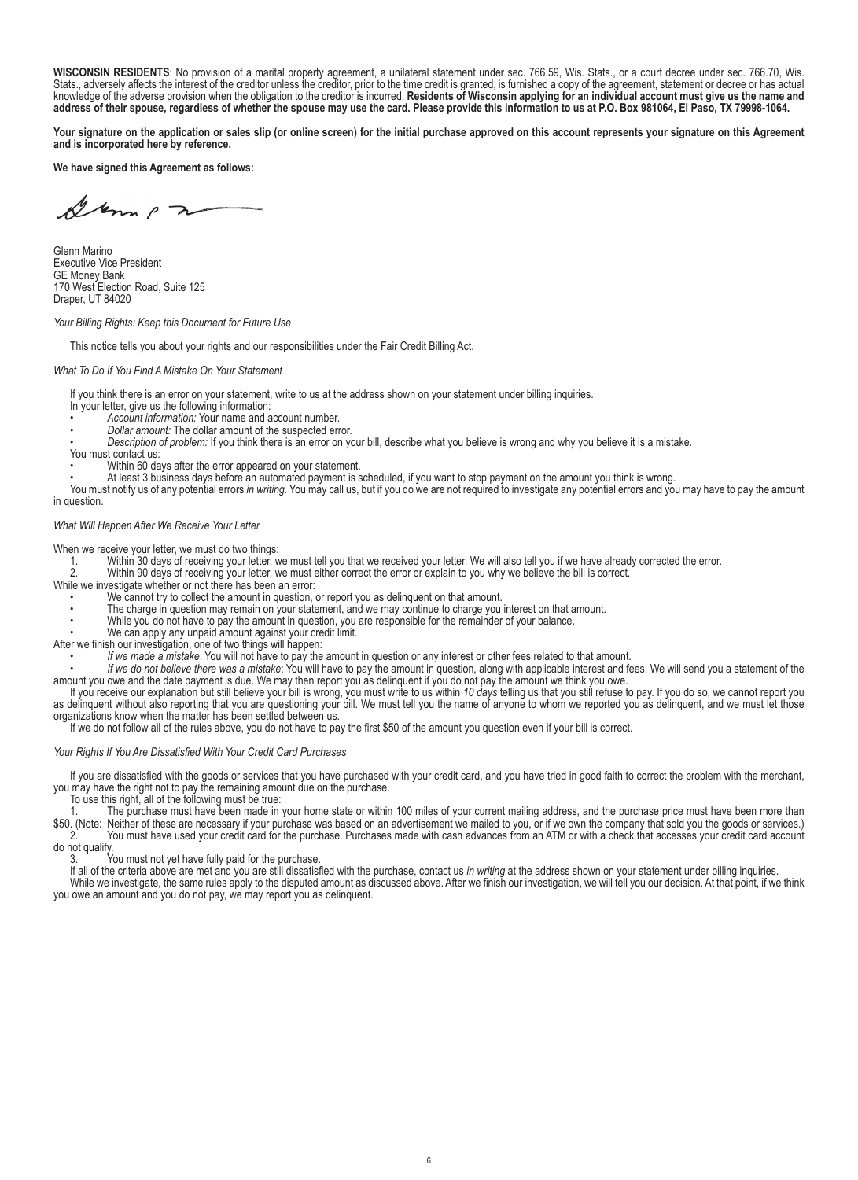**WISCONSIN RESIDENTS**: No provision of a marital property agreement, a unilateral statement under sec. 766.59, Wis. Stats., or a court decree under sec. 766.70, Wis. Stats., adversely affects the interest of the creditor unless the creditor, prior to the time credit is granted, is furnished a copy of the agreement, statement or decree or has actual knowledge of the adverse provision when the obligation to the creditor is incurred. **Residents of Wisconsin applying for an individual account must give us the name and address of their spouse, regardless of whether the spouse may use the card. Please provide this information to us at P.O. Box 981064, El Paso, TX 79998-1064.**

**Your signature on the application or sales slip (or online screen) for the initial purchase approved on this account represents your signature on this Agreement and is incorporated here by reference.**

**We have signed this Agreement as follows:**

Glenn Marino
Executive Vice President
GE Money Bank
170 West Election Road, Suite 125
Draper, UT 84020

*Your Billing Rights: Keep this Document for Future Use*

This notice tells you about your rights and our responsibilities under the Fair Credit Billing Act.

*What To Do If You Find A Mistake On Your Statement*

If you think there is an error on your statement, write to us at the address shown on your statement under billing inquiries.
In your letter, give us the following information:

- *Account information:* Your name and account number.
- *Dollar amount:* The dollar amount of the suspected error.
- *Description of problem:* If you think there is an error on your bill, describe what you believe is wrong and why you believe it is a mistake.

You must contact us:

- Within 60 days after the error appeared on your statement.
- At least 3 business days before an automated payment is scheduled, if you want to stop payment on the amount you think is wrong.

You must notify us of any potential errors *in writing*. You may call us, but if you do we are not required to investigate any potential errors and you may have to pay the amount in question.

*What Will Happen After We Receive Your Letter*

When we receive your letter, we must do two things:

1. Within 30 days of receiving your letter, we must tell you that we received your letter. We will also tell you if we have already corrected the error.
2. Within 90 days of receiving your letter, we must either correct the error or explain to you why we believe the bill is correct.

While we investigate whether or not there has been an error:

- We cannot try to collect the amount in question, or report you as delinquent on that amount.
- The charge in question may remain on your statement, and we may continue to charge you interest on that amount.
- While you do not have to pay the amount in question, you are responsible for the remainder of your balance.
- We can apply any unpaid amount against your credit limit.

After we finish our investigation, one of two things will happen:

- *If we made a mistake*: You will not have to pay the amount in question or any interest or other fees related to that amount.
- *If we do not believe there was a mistake*: You will have to pay the amount in question, along with applicable interest and fees. We will send you a statement of the amount you owe and the date payment is due. We may then report you as delinquent if you do not pay the amount we think you owe.

If you receive our explanation but still believe your bill is wrong, you must write to us within *10 days* telling us that you still refuse to pay. If you do so, we cannot report you as delinquent without also reporting that you are questioning your bill. We must tell you the name of anyone to whom we reported you as delinquent, and we must let those organizations know when the matter has been settled between us.

If we do not follow all of the rules above, you do not have to pay the first $50 of the amount you question even if your bill is correct.

*Your Rights If You Are Dissatisfied With Your Credit Card Purchases*

If you are dissatisfied with the goods or services that you have purchased with your credit card, and you have tried in good faith to correct the problem with the merchant, you may have the right not to pay the remaining amount due on the purchase.

To use this right, all of the following must be true:

1. The purchase must have been made in your home state or within 100 miles of your current mailing address, and the purchase price must have been more than $50. (Note: Neither of these are necessary if your purchase was based on an advertisement we mailed to you, or if we own the company that sold you the goods or services.)
2. You must have used your credit card for the purchase. Purchases made with cash advances from an ATM or with a check that accesses your credit card account do not qualify.
3. You must not yet have fully paid for the purchase.

If all of the criteria above are met and you are still dissatisfied with the purchase, contact us *in writing* at the address shown on your statement under billing inquiries.

While we investigate, the same rules apply to the disputed amount as discussed above. After we finish our investigation, we will tell you our decision. At that point, if we think you owe an amount and you do not pay, we may report you as delinquent.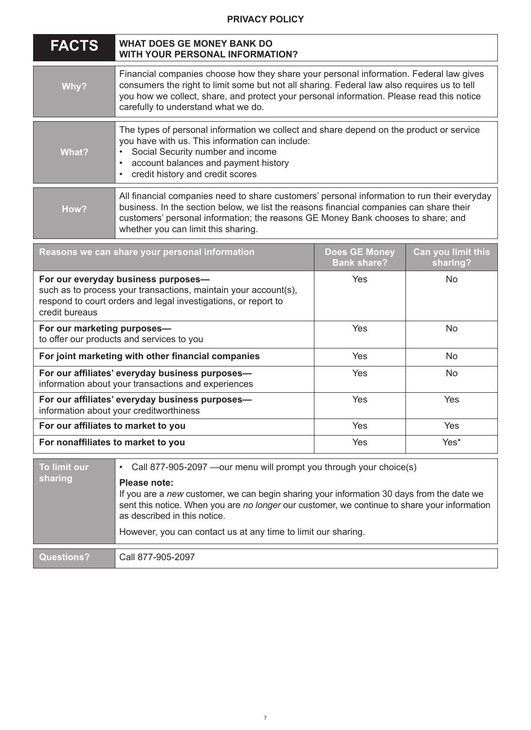## PRIVACY POLICY

| **FACTS** | **WHAT DOES GE MONEY BANK DO WITH YOUR PERSONAL INFORMATION?** |
|---|---|
| **Why?** | Financial companies choose how they share your personal information. Federal law gives consumers the right to limit some but not all sharing. Federal law also requires us to tell you how we collect, share, and protect your personal information. Please read this notice carefully to understand what we do. |
| **What?** | The types of personal information we collect and share depend on the product or service you have with us. This information can include:<br>• Social Security number and income<br>• account balances and payment history<br>• credit history and credit scores |
| **How?** | All financial companies need to share customers' personal information to run their everyday business. In the section below, we list the reasons financial companies can share their customers' personal information; the reasons GE Money Bank chooses to share; and whether you can limit this sharing. |

| Reasons we can share your personal information | Does GE Money Bank share? | Can you limit this sharing? |
|---|---|---|
| **For our everyday business purposes—** such as to process your transactions, maintain your account(s), respond to court orders and legal investigations, or report to credit bureaus | Yes | No |
| **For our marketing purposes—** to offer our products and services to you | Yes | No |
| **For joint marketing with other financial companies** | Yes | No |
| **For our affiliates' everyday business purposes—** information about your transactions and experiences | Yes | No |
| **For our affiliates' everyday business purposes—** information about your creditworthiness | Yes | Yes |
| **For our affiliates to market to you** | Yes | Yes |
| **For nonaffiliates to market to you** | Yes | Yes* |

| | |
|---|---|
| **To limit our sharing** | • Call 877-905-2097 —our menu will prompt you through your choice(s)<br><br>**Please note:**<br>If you are a *new* customer, we can begin sharing your information 30 days from the date we sent this notice. When you are *no longer* our customer, we continue to share your information as described in this notice.<br><br>However, you can contact us at any time to limit our sharing. |
| **Questions?** | Call 877-905-2097 |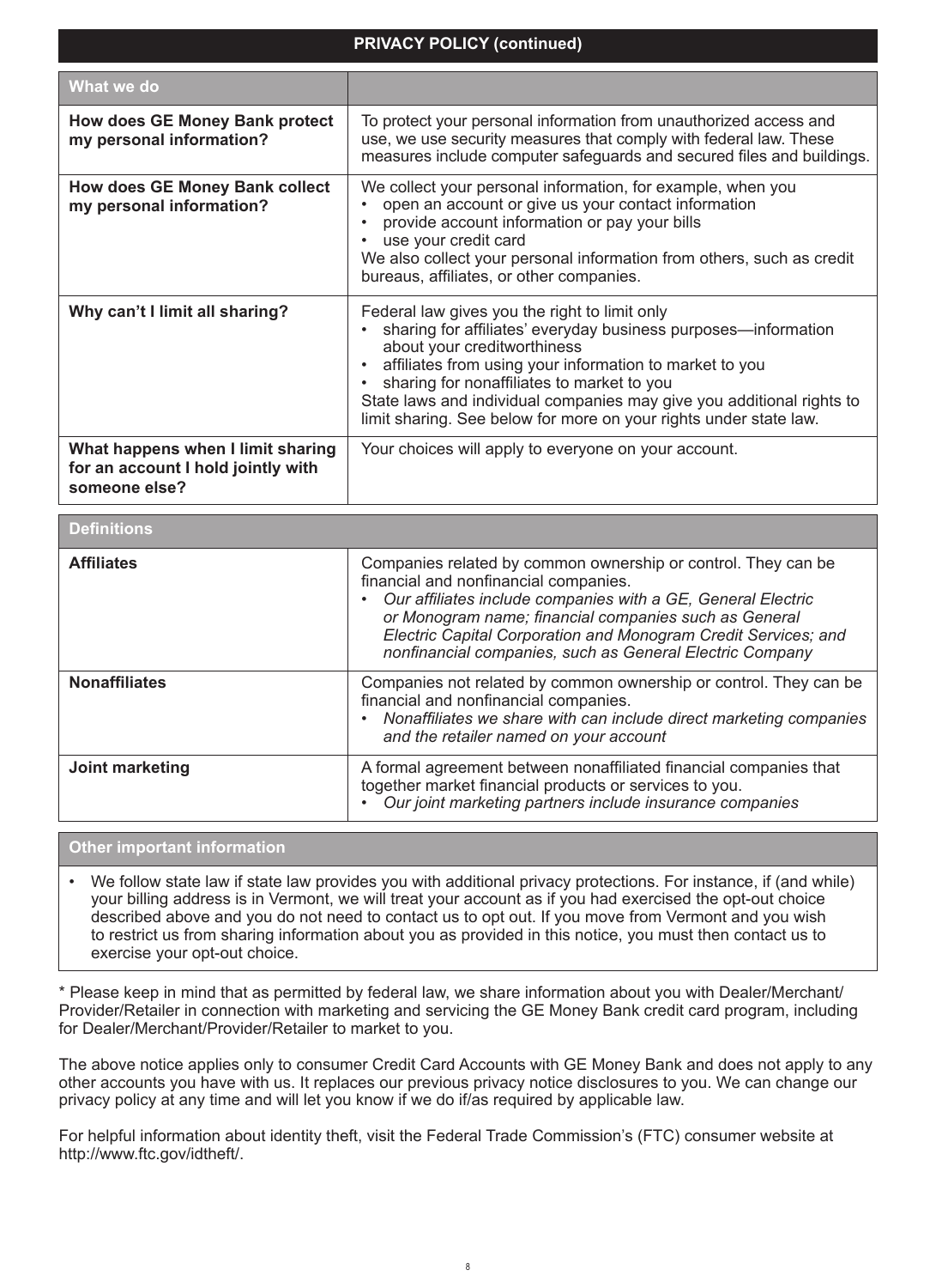## PRIVACY POLICY (continued)

| What we do | |
|---|---|
| **How does GE Money Bank protect my personal information?** | To protect your personal information from unauthorized access and use, we use security measures that comply with federal law. These measures include computer safeguards and secured files and buildings. |
| **How does GE Money Bank collect my personal information?** | We collect your personal information, for example, when you<br>• open an account or give us your contact information<br>• provide account information or pay your bills<br>• use your credit card<br>We also collect your personal information from others, such as credit bureaus, affiliates, or other companies. |
| **Why can't I limit all sharing?** | Federal law gives you the right to limit only<br>• sharing for affiliates' everyday business purposes—information about your creditworthiness<br>• affiliates from using your information to market to you<br>• sharing for nonaffiliates to market to you<br>State laws and individual companies may give you additional rights to limit sharing. See below for more on your rights under state law. |
| **What happens when I limit sharing for an account I hold jointly with someone else?** | Your choices will apply to everyone on your account. |

| Definitions | |
|---|---|
| **Affiliates** | Companies related by common ownership or control. They can be financial and nonfinancial companies.<br>• *Our affiliates include companies with a GE, General Electric or Monogram name; financial companies such as General Electric Capital Corporation and Monogram Credit Services; and nonfinancial companies, such as General Electric Company* |
| **Nonaffiliates** | Companies not related by common ownership or control. They can be financial and nonfinancial companies.<br>• *Nonaffiliates we share with can include direct marketing companies and the retailer named on your account* |
| **Joint marketing** | A formal agreement between nonaffiliated financial companies that together market financial products or services to you.<br>• *Our joint marketing partners include insurance companies* |

### Other important information

- We follow state law if state law provides you with additional privacy protections. For instance, if (and while) your billing address is in Vermont, we will treat your account as if you had exercised the opt-out choice described above and you do not need to contact us to opt out. If you move from Vermont and you wish to restrict us from sharing information about you as provided in this notice, you must then contact us to exercise your opt-out choice.

* Please keep in mind that as permitted by federal law, we share information about you with Dealer/Merchant/Provider/Retailer in connection with marketing and servicing the GE Money Bank credit card program, including for Dealer/Merchant/Provider/Retailer to market to you.

The above notice applies only to consumer Credit Card Accounts with GE Money Bank and does not apply to any other accounts you have with us. It replaces our previous privacy notice disclosures to you. We can change our privacy policy at any time and will let you know if we do if/as required by applicable law.

For helpful information about identity theft, visit the Federal Trade Commission's (FTC) consumer website at http://www.ftc.gov/idtheft/.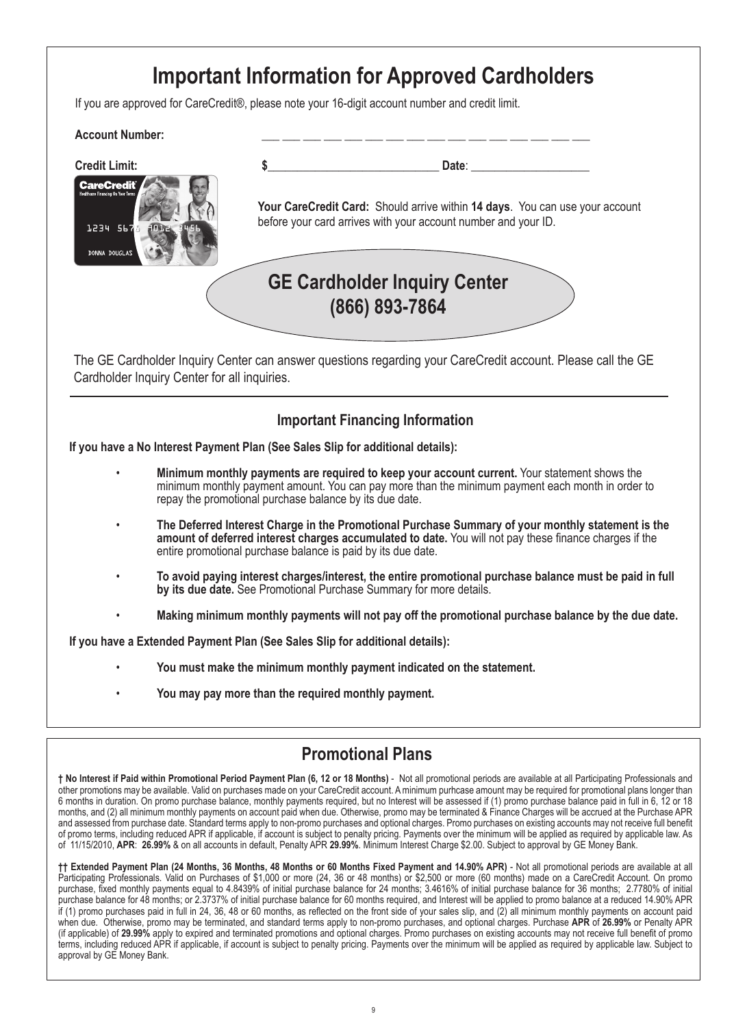# Important Information for Approved Cardholders

If you are approved for CareCredit®, please note your 16-digit account number and credit limit.

**Account Number:** ___ ___ ___ ___ ___ ___ ___ ___ ___ ___ ___ ___ ___ ___ ___ ___

**Credit Limit:** $____________________________ **Date**: ___________________

**Your CareCredit Card:** Should arrive within **14 days**. You can use your account before your card arrives with your account number and your ID.

## GE Cardholder Inquiry Center (866) 893-7864

The GE Cardholder Inquiry Center can answer questions regarding your CareCredit account. Please call the GE Cardholder Inquiry Center for all inquiries.

---

### Important Financing Information

**If you have a No Interest Payment Plan (See Sales Slip for additional details):**

- **Minimum monthly payments are required to keep your account current.** Your statement shows the minimum monthly payment amount. You can pay more than the minimum payment each month in order to repay the promotional purchase balance by its due date.
- **The Deferred Interest Charge in the Promotional Purchase Summary of your monthly statement is the amount of deferred interest charges accumulated to date.** You will not pay these finance charges if the entire promotional purchase balance is paid by its due date.
- **To avoid paying interest charges/interest, the entire promotional purchase balance must be paid in full by its due date.** See Promotional Purchase Summary for more details.
- **Making minimum monthly payments will not pay off the promotional purchase balance by the due date.**

**If you have a Extended Payment Plan (See Sales Slip for additional details):**

- **You must make the minimum monthly payment indicated on the statement.**
- **You may pay more than the required monthly payment.**

## Promotional Plans

**† No Interest if Paid within Promotional Period Payment Plan (6, 12 or 18 Months)** - Not all promotional periods are available at all Participating Professionals and other promotions may be available. Valid on purchases made on your CareCredit account. A minimum purhcase amount may be required for promotional plans longer than 6 months in duration. On promo purchase balance, monthly payments required, but no Interest will be assessed if (1) promo purchase balance paid in full in 6, 12 or 18 months, and (2) all minimum monthly payments on account paid when due. Otherwise, promo may be terminated & Finance Charges will be accrued at the Purchase APR and assessed from purchase date. Standard terms apply to non-promo purchases and optional charges. Promo purchases on existing accounts may not receive full benefit of promo terms, including reduced APR if applicable, if account is subject to penalty pricing. Payments over the minimum will be applied as required by applicable law. As of 11/15/2010, **APR**: **26.99%** & on all accounts in default, Penalty APR **29.99%**. Minimum Interest Charge $2.00. Subject to approval by GE Money Bank.

**†† Extended Payment Plan (24 Months, 36 Months, 48 Months or 60 Months Fixed Payment and 14.90% APR)** - Not all promotional periods are available at all Participating Professionals. Valid on Purchases of $1,000 or more (24, 36 or 48 months) or $2,500 or more (60 months) made on a CareCredit Account. On promo purchase, fixed monthly payments equal to 4.8439% of initial purchase balance for 24 months; 3.4616% of initial purchase balance for 36 months; 2.7780% of initial purchase balance for 48 months; or 2.3737% of initial purchase balance for 60 months required, and Interest will be applied to promo balance at a reduced 14.90% APR if (1) promo purchases paid in full in 24, 36, 48 or 60 months, as reflected on the front side of your sales slip, and (2) all minimum monthly payments on account paid when due. Otherwise, promo may be terminated, and standard terms apply to non-promo purchases, and optional charges. Purchase **APR** of **26.99%** or Penalty APR (if applicable) of **29.99%** apply to expired and terminated promotions and optional charges. Promo purchases on existing accounts may not receive full benefit of promo terms, including reduced APR if applicable, if account is subject to penalty pricing. Payments over the minimum will be applied as required by applicable law. Subject to approval by GE Money Bank.